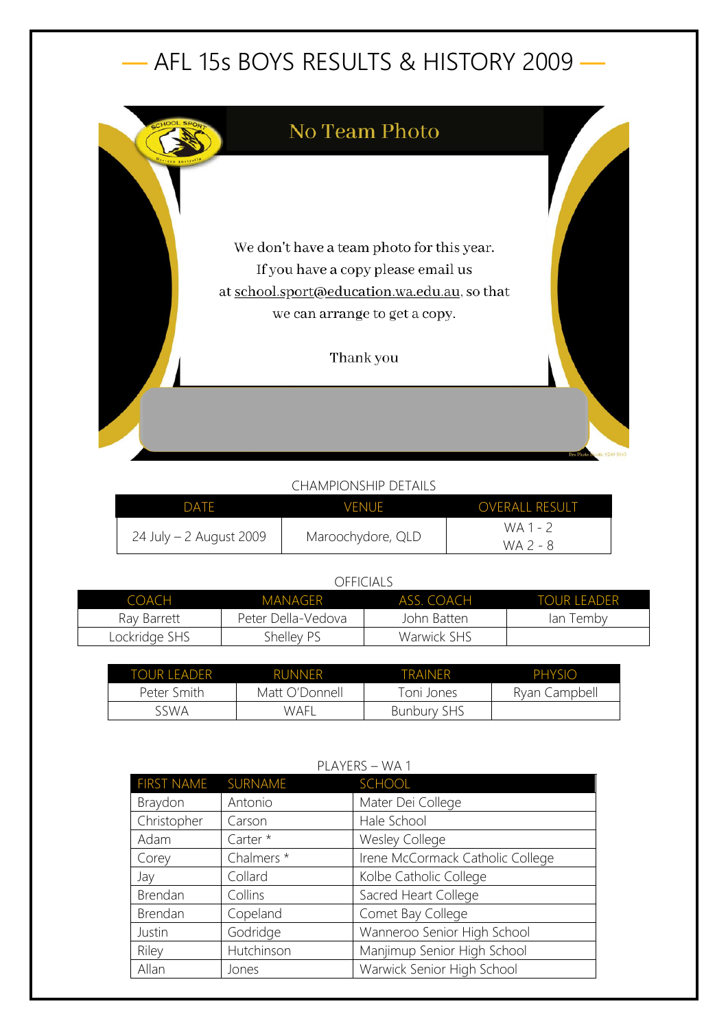# AFL 15s BOYS RESULTS & HISTORY 2009

No Team Photo

We don't have a team photo for this year.
If you have a copy please email us
at school.sport@education.wa.edu.au, so that
we can arrange to get a copy.

Thank you

CHAMPIONSHIP DETAILS

| DATE | VENUE | OVERALL RESULT |
|---|---|---|
| 24 July – 2 August 2009 | Maroochydore, QLD | WA 1 - 2<br>WA 2 - 8 |

OFFICIALS

| COACH | MANAGER | ASS. COACH | TOUR LEADER |
|---|---|---|---|
| Ray Barrett | Peter Della-Vedova | John Batten | Ian Temby |
| Lockridge SHS | Shelley PS | Warwick SHS | |

| TOUR LEADER | RUNNER | TRAINER | PHYSIO |
|---|---|---|---|
| Peter Smith | Matt O'Donnell | Toni Jones | Ryan Campbell |
| SSWA | WAFL | Bunbury SHS | |

PLAYERS – WA 1

| FIRST NAME | SURNAME | SCHOOL |
|---|---|---|
| Braydon | Antonio | Mater Dei College |
| Christopher | Carson | Hale School |
| Adam | Carter * | Wesley College |
| Corey | Chalmers * | Irene McCormack Catholic College |
| Jay | Collard | Kolbe Catholic College |
| Brendan | Collins | Sacred Heart College |
| Brendan | Copeland | Comet Bay College |
| Justin | Godridge | Wanneroo Senior High School |
| Riley | Hutchinson | Manjimup Senior High School |
| Allan | Jones | Warwick Senior High School |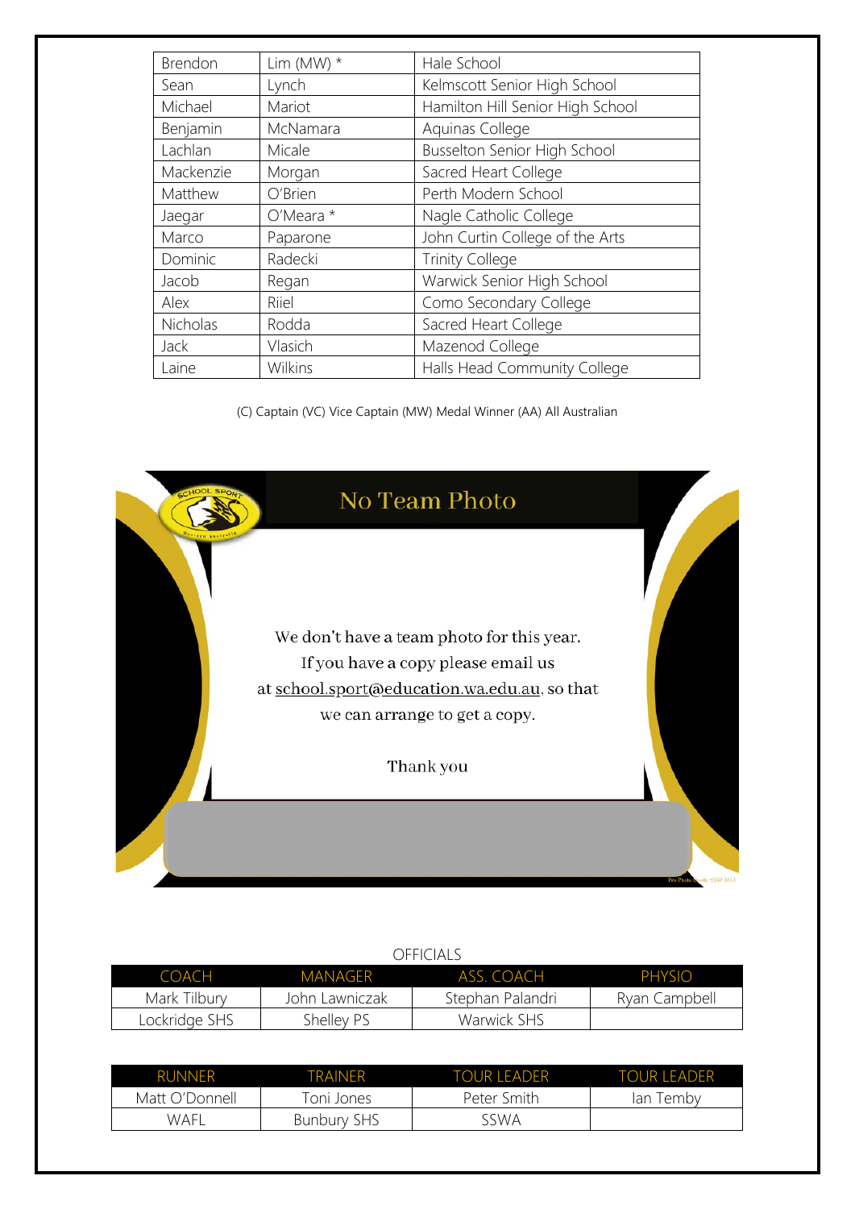| Brendon | Lim (MW) * | Hale School |
|---|---|---|
| Sean | Lynch | Kelmscott Senior High School |
| Michael | Mariot | Hamilton Hill Senior High School |
| Benjamin | McNamara | Aquinas College |
| Lachlan | Micale | Busselton Senior High School |
| Mackenzie | Morgan | Sacred Heart College |
| Matthew | O'Brien | Perth Modern School |
| Jaegar | O'Meara * | Nagle Catholic College |
| Marco | Paparone | John Curtin College of the Arts |
| Dominic | Radecki | Trinity College |
| Jacob | Regan | Warwick Senior High School |
| Alex | Riiel | Como Secondary College |
| Nicholas | Rodda | Sacred Heart College |
| Jack | Vlasich | Mazenod College |
| Laine | Wilkins | Halls Head Community College |

(C) Captain (VC) Vice Captain (MW) Medal Winner (AA) All Australian

No Team Photo

We don't have a team photo for this year.
If you have a copy please email us
at school.sport@education.wa.edu.au, so that
we can arrange to get a copy.

Thank you

OFFICIALS

| COACH | MANAGER | ASS. COACH | PHYSIO |
|---|---|---|---|
| Mark Tilbury | John Lawniczak | Stephan Palandri | Ryan Campbell |
| Lockridge SHS | Shelley PS | Warwick SHS | |

| RUNNER | TRAINER | TOUR LEADER | TOUR LEADER |
|---|---|---|---|
| Matt O'Donnell | Toni Jones | Peter Smith | Ian Temby |
| WAFL | Bunbury SHS | SSWA | |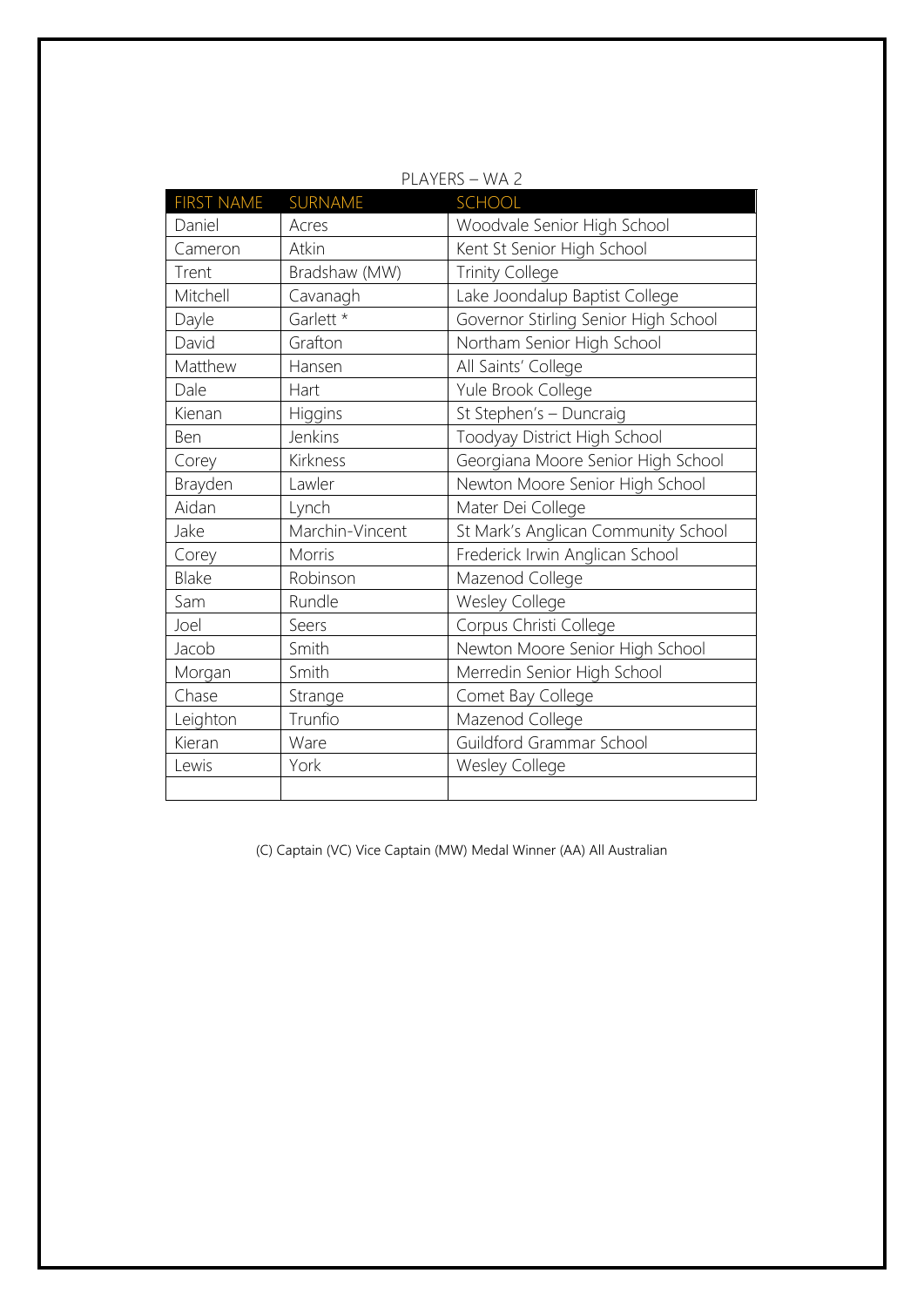PLAYERS – WA 2

| FIRST NAME | SURNAME | SCHOOL |
|---|---|---|
| Daniel | Acres | Woodvale Senior High School |
| Cameron | Atkin | Kent St Senior High School |
| Trent | Bradshaw (MW) | Trinity College |
| Mitchell | Cavanagh | Lake Joondalup Baptist College |
| Dayle | Garlett * | Governor Stirling Senior High School |
| David | Grafton | Northam Senior High School |
| Matthew | Hansen | All Saints' College |
| Dale | Hart | Yule Brook College |
| Kienan | Higgins | St Stephen's – Duncraig |
| Ben | Jenkins | Toodyay District High School |
| Corey | Kirkness | Georgiana Moore Senior High School |
| Brayden | Lawler | Newton Moore Senior High School |
| Aidan | Lynch | Mater Dei College |
| Jake | Marchin-Vincent | St Mark's Anglican Community School |
| Corey | Morris | Frederick Irwin Anglican School |
| Blake | Robinson | Mazenod College |
| Sam | Rundle | Wesley College |
| Joel | Seers | Corpus Christi College |
| Jacob | Smith | Newton Moore Senior High School |
| Morgan | Smith | Merredin Senior High School |
| Chase | Strange | Comet Bay College |
| Leighton | Trunfio | Mazenod College |
| Kieran | Ware | Guildford Grammar School |
| Lewis | York | Wesley College |
| | | |

(C) Captain (VC) Vice Captain (MW) Medal Winner (AA) All Australian